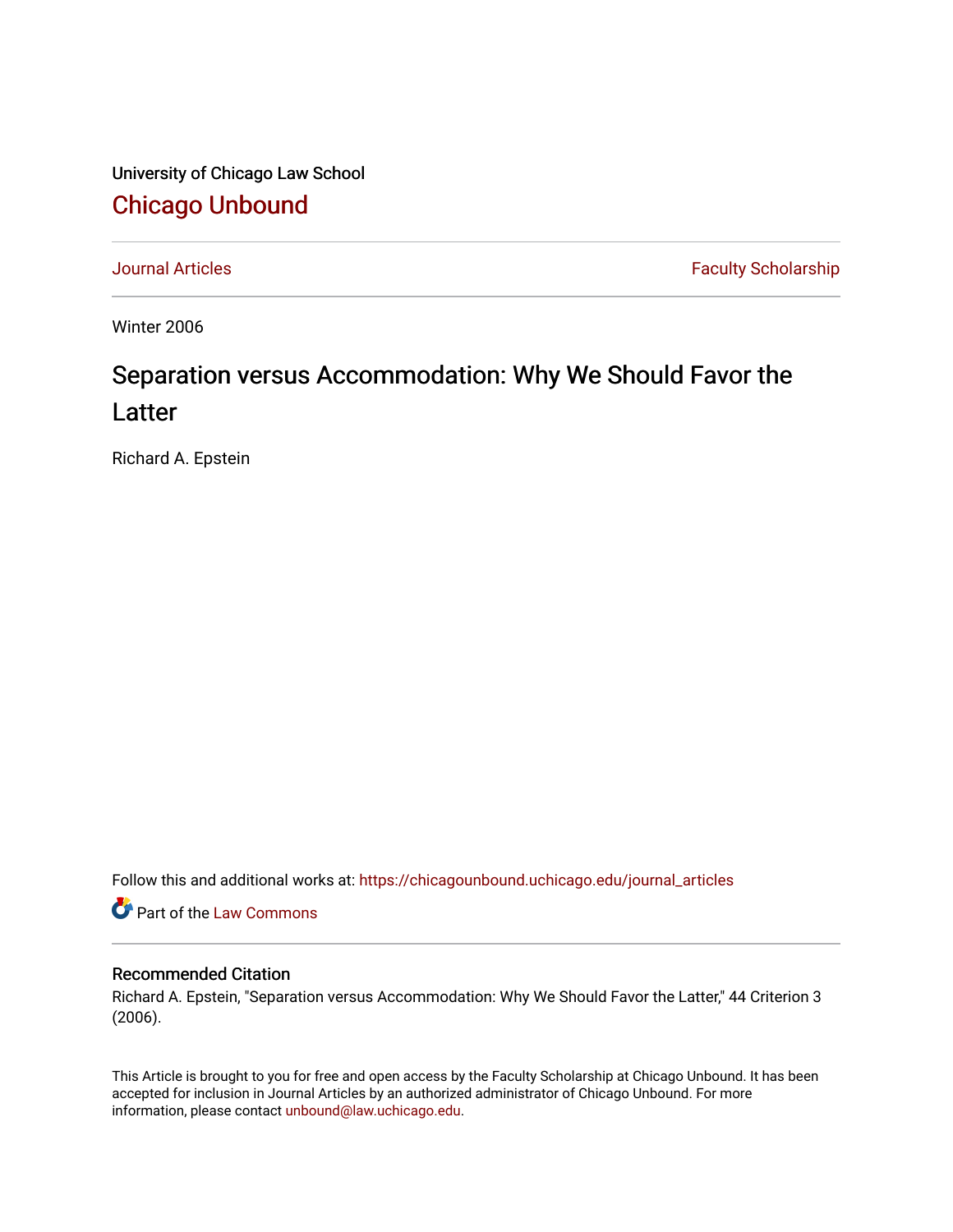University of Chicago Law School

# Chicago Unbound

Journal Articles | Faculty Scholarship

Winter 2006

## Separation versus Accommodation: Why We Should Favor the Latter

Richard A. Epstein

Follow this and additional works at: https://chicagounbound.uchicago.edu/journal_articles

Part of the Law Commons

### Recommended Citation

Richard A. Epstein, "Separation versus Accommodation: Why We Should Favor the Latter," 44 Criterion 3 (2006).

This Article is brought to you for free and open access by the Faculty Scholarship at Chicago Unbound. It has been accepted for inclusion in Journal Articles by an authorized administrator of Chicago Unbound. For more information, please contact unbound@law.uchicago.edu.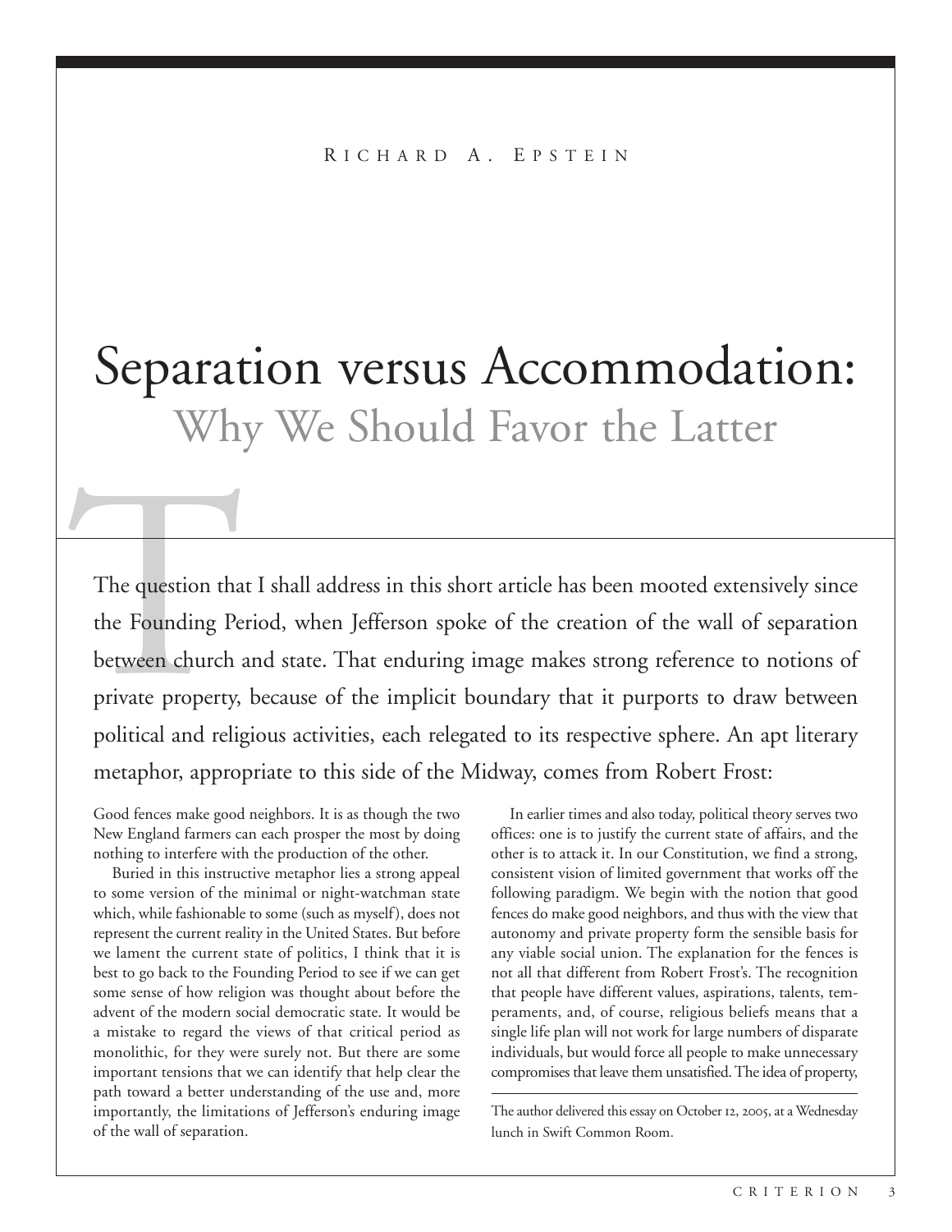Richard A. Epstein

# Separation versus Accommodation:
## Why We Should Favor the Latter

The question that I shall address in this short article has been mooted extensively since the Founding Period, when Jefferson spoke of the creation of the wall of separation between church and state. That enduring image makes strong reference to notions of private property, because of the implicit boundary that it purports to draw between political and religious activities, each relegated to its respective sphere. An apt literary metaphor, appropriate to this side of the Midway, comes from Robert Frost:

Good fences make good neighbors. It is as though the two New England farmers can each prosper the most by doing nothing to interfere with the production of the other.

Buried in this instructive metaphor lies a strong appeal to some version of the minimal or night-watchman state which, while fashionable to some (such as myself), does not represent the current reality in the United States. But before we lament the current state of politics, I think that it is best to go back to the Founding Period to see if we can get some sense of how religion was thought about before the advent of the modern social democratic state. It would be a mistake to regard the views of that critical period as monolithic, for they were surely not. But there are some important tensions that we can identify that help clear the path toward a better understanding of the use and, more importantly, the limitations of Jefferson's enduring image of the wall of separation.

In earlier times and also today, political theory serves two offices: one is to justify the current state of affairs, and the other is to attack it. In our Constitution, we find a strong, consistent vision of limited government that works off the following paradigm. We begin with the notion that good fences do make good neighbors, and thus with the view that autonomy and private property form the sensible basis for any viable social union. The explanation for the fences is not all that different from Robert Frost's. The recognition that people have different values, aspirations, talents, temperaments, and, of course, religious beliefs means that a single life plan will not work for large numbers of disparate individuals, but would force all people to make unnecessary compromises that leave them unsatisfied. The idea of property,

---

The author delivered this essay on October 12, 2005, at a Wednesday lunch in Swift Common Room.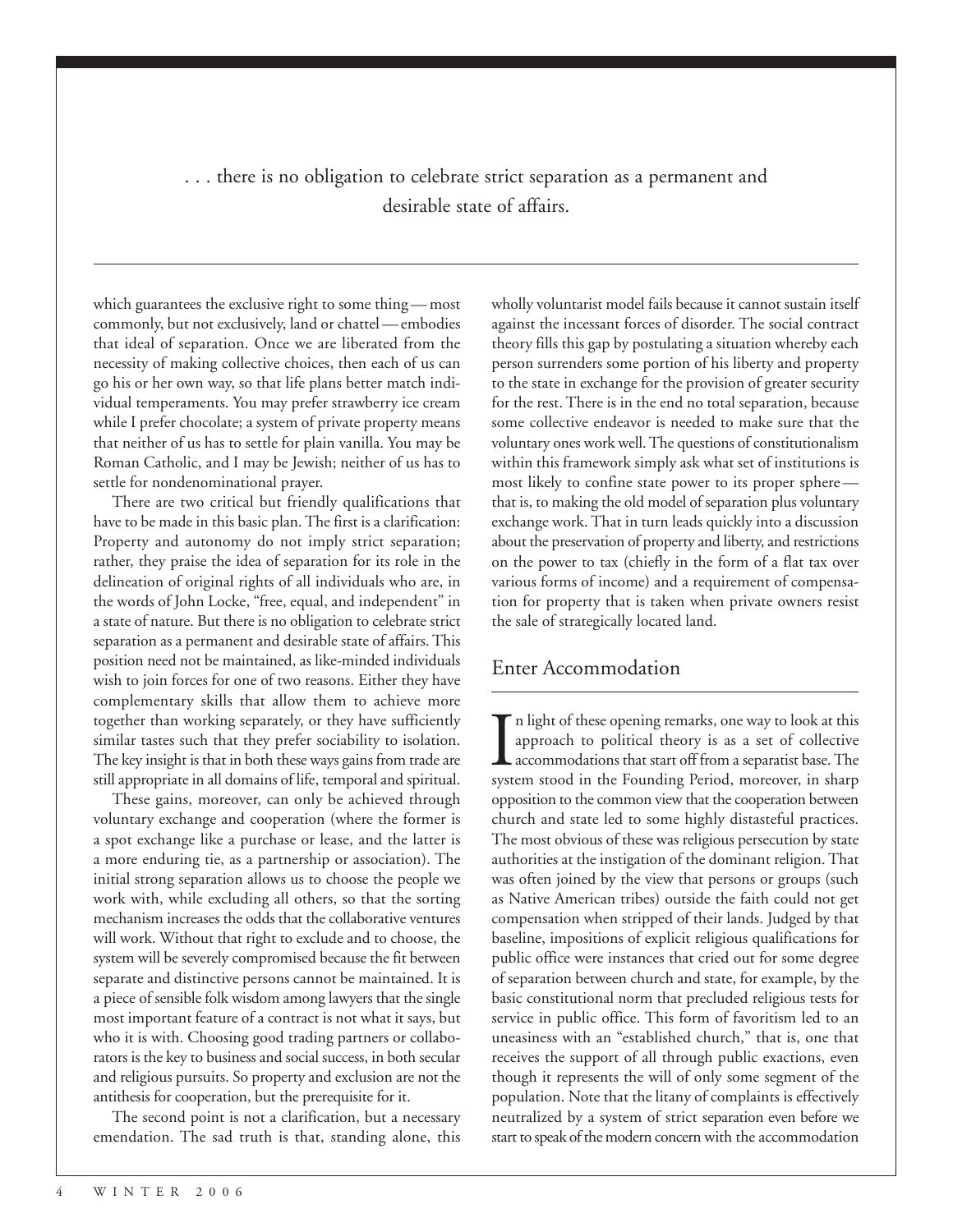> . . . there is no obligation to celebrate strict separation as a permanent and desirable state of affairs.

which guarantees the exclusive right to some thing — most commonly, but not exclusively, land or chattel — embodies that ideal of separation. Once we are liberated from the necessity of making collective choices, then each of us can go his or her own way, so that life plans better match individual temperaments. You may prefer strawberry ice cream while I prefer chocolate; a system of private property means that neither of us has to settle for plain vanilla. You may be Roman Catholic, and I may be Jewish; neither of us has to settle for nondenominational prayer.

There are two critical but friendly qualifications that have to be made in this basic plan. The first is a clarification: Property and autonomy do not imply strict separation; rather, they praise the idea of separation for its role in the delineation of original rights of all individuals who are, in the words of John Locke, "free, equal, and independent" in a state of nature. But there is no obligation to celebrate strict separation as a permanent and desirable state of affairs. This position need not be maintained, as like-minded individuals wish to join forces for one of two reasons. Either they have complementary skills that allow them to achieve more together than working separately, or they have sufficiently similar tastes such that they prefer sociability to isolation. The key insight is that in both these ways gains from trade are still appropriate in all domains of life, temporal and spiritual.

These gains, moreover, can only be achieved through voluntary exchange and cooperation (where the former is a spot exchange like a purchase or lease, and the latter is a more enduring tie, as a partnership or association). The initial strong separation allows us to choose the people we work with, while excluding all others, so that the sorting mechanism increases the odds that the collaborative ventures will work. Without that right to exclude and to choose, the system will be severely compromised because the fit between separate and distinctive persons cannot be maintained. It is a piece of sensible folk wisdom among lawyers that the single most important feature of a contract is not what it says, but who it is with. Choosing good trading partners or collaborators is the key to business and social success, in both secular and religious pursuits. So property and exclusion are not the antithesis for cooperation, but the prerequisite for it.

The second point is not a clarification, but a necessary emendation. The sad truth is that, standing alone, this wholly voluntarist model fails because it cannot sustain itself against the incessant forces of disorder. The social contract theory fills this gap by postulating a situation whereby each person surrenders some portion of his liberty and property to the state in exchange for the provision of greater security for the rest. There is in the end no total separation, because some collective endeavor is needed to make sure that the voluntary ones work well. The questions of constitutionalism within this framework simply ask what set of institutions is most likely to confine state power to its proper sphere — that is, to making the old model of separation plus voluntary exchange work. That in turn leads quickly into a discussion about the preservation of property and liberty, and restrictions on the power to tax (chiefly in the form of a flat tax over various forms of income) and a requirement of compensation for property that is taken when private owners resist the sale of strategically located land.

## Enter Accommodation

In light of these opening remarks, one way to look at this approach to political theory is as a set of collective accommodations that start off from a separatist base. The system stood in the Founding Period, moreover, in sharp opposition to the common view that the cooperation between church and state led to some highly distasteful practices. The most obvious of these was religious persecution by state authorities at the instigation of the dominant religion. That was often joined by the view that persons or groups (such as Native American tribes) outside the faith could not get compensation when stripped of their lands. Judged by that baseline, impositions of explicit religious qualifications for public office were instances that cried out for some degree of separation between church and state, for example, by the basic constitutional norm that precluded religious tests for service in public office. This form of favoritism led to an uneasiness with an "established church," that is, one that receives the support of all through public exactions, even though it represents the will of only some segment of the population. Note that the litany of complaints is effectively neutralized by a system of strict separation even before we start to speak of the modern concern with the accommodation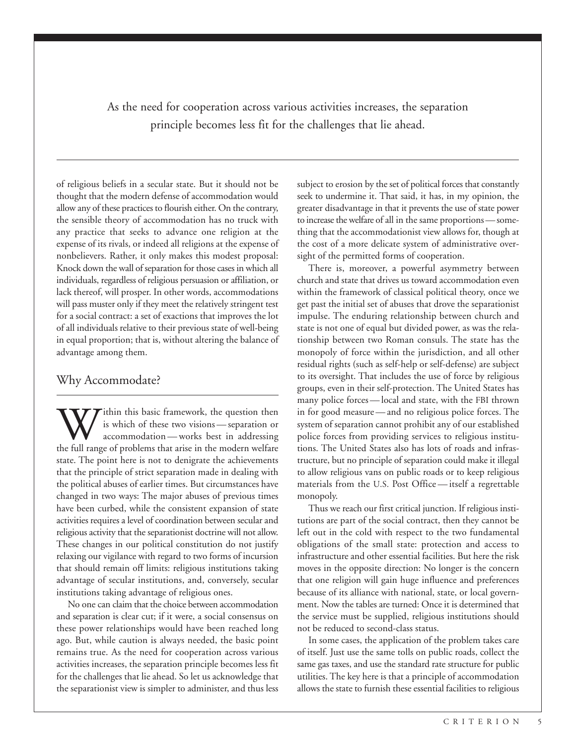As the need for cooperation across various activities increases, the separation principle becomes less fit for the challenges that lie ahead.

of religious beliefs in a secular state. But it should not be thought that the modern defense of accommodation would allow any of these practices to flourish either. On the contrary, the sensible theory of accommodation has no truck with any practice that seeks to advance one religion at the expense of its rivals, or indeed all religions at the expense of nonbelievers. Rather, it only makes this modest proposal: Knock down the wall of separation for those cases in which all individuals, regardless of religious persuasion or affiliation, or lack thereof, will prosper. In other words, accommodations will pass muster only if they meet the relatively stringent test for a social contract: a set of exactions that improves the lot of all individuals relative to their previous state of well-being in equal proportion; that is, without altering the balance of advantage among them.

## Why Accommodate?

Within this basic framework, the question then is which of these two visions — separation or accommodation — works best in addressing the full range of problems that arise in the modern welfare state. The point here is not to denigrate the achievements that the principle of strict separation made in dealing with the political abuses of earlier times. But circumstances have changed in two ways: The major abuses of previous times have been curbed, while the consistent expansion of state activities requires a level of coordination between secular and religious activity that the separationist doctrine will not allow. These changes in our political constitution do not justify relaxing our vigilance with regard to two forms of incursion that should remain off limits: religious institutions taking advantage of secular institutions, and, conversely, secular institutions taking advantage of religious ones.

No one can claim that the choice between accommodation and separation is clear cut; if it were, a social consensus on these power relationships would have been reached long ago. But, while caution is always needed, the basic point remains true. As the need for cooperation across various activities increases, the separation principle becomes less fit for the challenges that lie ahead. So let us acknowledge that the separationist view is simpler to administer, and thus less subject to erosion by the set of political forces that constantly seek to undermine it. That said, it has, in my opinion, the greater disadvantage in that it prevents the use of state power to increase the welfare of all in the same proportions — something that the accommodationist view allows for, though at the cost of a more delicate system of administrative oversight of the permitted forms of cooperation.

There is, moreover, a powerful asymmetry between church and state that drives us toward accommodation even within the framework of classical political theory, once we get past the initial set of abuses that drove the separationist impulse. The enduring relationship between church and state is not one of equal but divided power, as was the relationship between two Roman consuls. The state has the monopoly of force within the jurisdiction, and all other residual rights (such as self-help or self-defense) are subject to its oversight. That includes the use of force by religious groups, even in their self-protection. The United States has many police forces — local and state, with the FBI thrown in for good measure — and no religious police forces. The system of separation cannot prohibit any of our established police forces from providing services to religious institutions. The United States also has lots of roads and infrastructure, but no principle of separation could make it illegal to allow religious vans on public roads or to keep religious materials from the U.S. Post Office — itself a regrettable monopoly.

Thus we reach our first critical junction. If religious institutions are part of the social contract, then they cannot be left out in the cold with respect to the two fundamental obligations of the small state: protection and access to infrastructure and other essential facilities. But here the risk moves in the opposite direction: No longer is the concern that one religion will gain huge influence and preferences because of its alliance with national, state, or local government. Now the tables are turned: Once it is determined that the service must be supplied, religious institutions should not be reduced to second-class status.

In some cases, the application of the problem takes care of itself. Just use the same tolls on public roads, collect the same gas taxes, and use the standard rate structure for public utilities. The key here is that a principle of accommodation allows the state to furnish these essential facilities to religious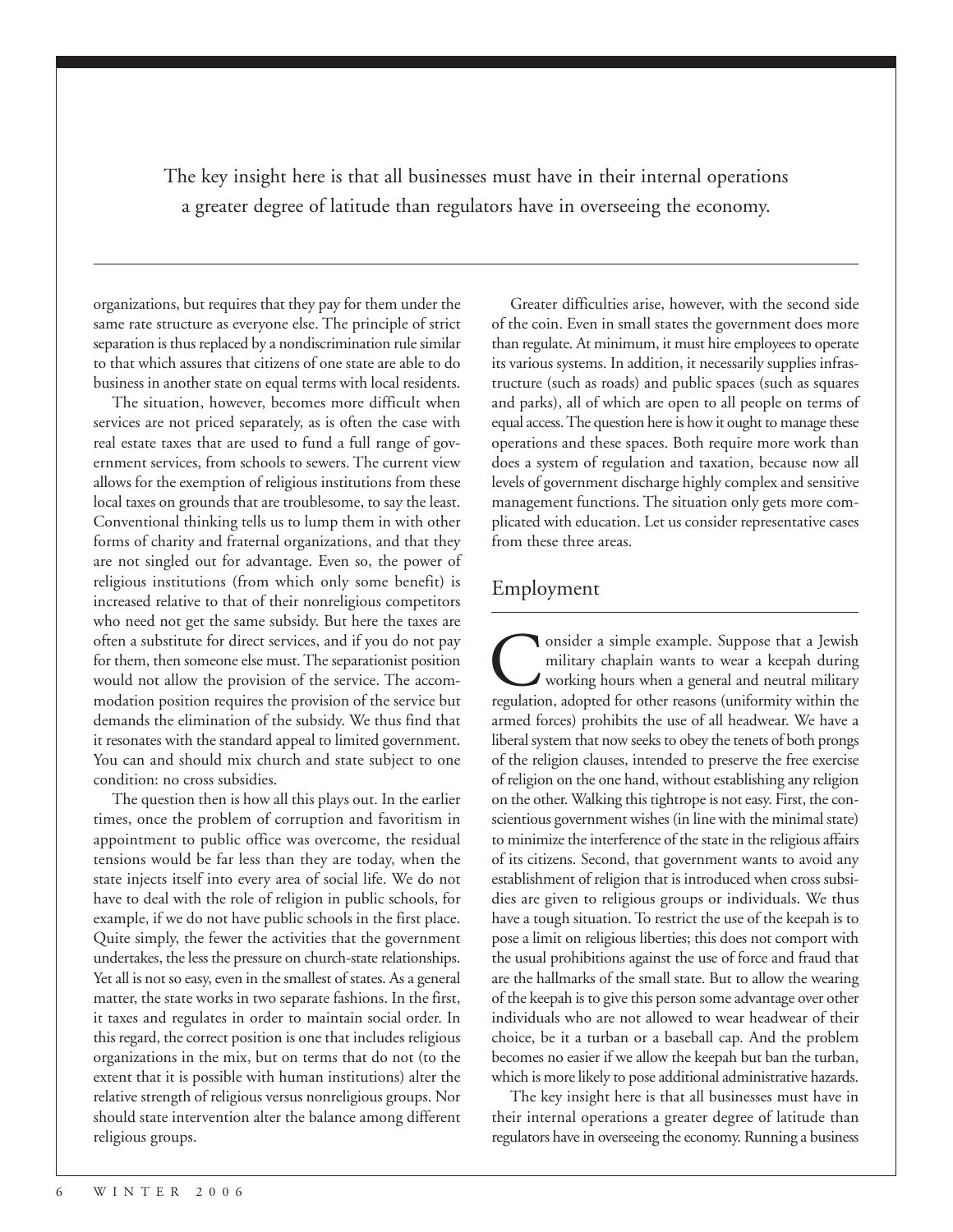> The key insight here is that all businesses must have in their internal operations a greater degree of latitude than regulators have in overseeing the economy.

organizations, but requires that they pay for them under the same rate structure as everyone else. The principle of strict separation is thus replaced by a nondiscrimination rule similar to that which assures that citizens of one state are able to do business in another state on equal terms with local residents.

The situation, however, becomes more difficult when services are not priced separately, as is often the case with real estate taxes that are used to fund a full range of government services, from schools to sewers. The current view allows for the exemption of religious institutions from these local taxes on grounds that are troublesome, to say the least. Conventional thinking tells us to lump them in with other forms of charity and fraternal organizations, and that they are not singled out for advantage. Even so, the power of religious institutions (from which only some benefit) is increased relative to that of their nonreligious competitors who need not get the same subsidy. But here the taxes are often a substitute for direct services, and if you do not pay for them, then someone else must. The separationist position would not allow the provision of the service. The accommodation position requires the provision of the service but demands the elimination of the subsidy. We thus find that it resonates with the standard appeal to limited government. You can and should mix church and state subject to one condition: no cross subsidies.

The question then is how all this plays out. In the earlier times, once the problem of corruption and favoritism in appointment to public office was overcome, the residual tensions would be far less than they are today, when the state injects itself into every area of social life. We do not have to deal with the role of religion in public schools, for example, if we do not have public schools in the first place. Quite simply, the fewer the activities that the government undertakes, the less the pressure on church-state relationships. Yet all is not so easy, even in the smallest of states. As a general matter, the state works in two separate fashions. In the first, it taxes and regulates in order to maintain social order. In this regard, the correct position is one that includes religious organizations in the mix, but on terms that do not (to the extent that it is possible with human institutions) alter the relative strength of religious versus nonreligious groups. Nor should state intervention alter the balance among different religious groups.

Greater difficulties arise, however, with the second side of the coin. Even in small states the government does more than regulate. At minimum, it must hire employees to operate its various systems. In addition, it necessarily supplies infrastructure (such as roads) and public spaces (such as squares and parks), all of which are open to all people on terms of equal access. The question here is how it ought to manage these operations and these spaces. Both require more work than does a system of regulation and taxation, because now all levels of government discharge highly complex and sensitive management functions. The situation only gets more complicated with education. Let us consider representative cases from these three areas.

## Employment

Consider a simple example. Suppose that a Jewish military chaplain wants to wear a keepah during working hours when a general and neutral military regulation, adopted for other reasons (uniformity within the armed forces) prohibits the use of all headwear. We have a liberal system that now seeks to obey the tenets of both prongs of the religion clauses, intended to preserve the free exercise of religion on the one hand, without establishing any religion on the other. Walking this tightrope is not easy. First, the conscientious government wishes (in line with the minimal state) to minimize the interference of the state in the religious affairs of its citizens. Second, that government wants to avoid any establishment of religion that is introduced when cross subsidies are given to religious groups or individuals. We thus have a tough situation. To restrict the use of the keepah is to pose a limit on religious liberties; this does not comport with the usual prohibitions against the use of force and fraud that are the hallmarks of the small state. But to allow the wearing of the keepah is to give this person some advantage over other individuals who are not allowed to wear headwear of their choice, be it a turban or a baseball cap. And the problem becomes no easier if we allow the keepah but ban the turban, which is more likely to pose additional administrative hazards.

The key insight here is that all businesses must have in their internal operations a greater degree of latitude than regulators have in overseeing the economy. Running a business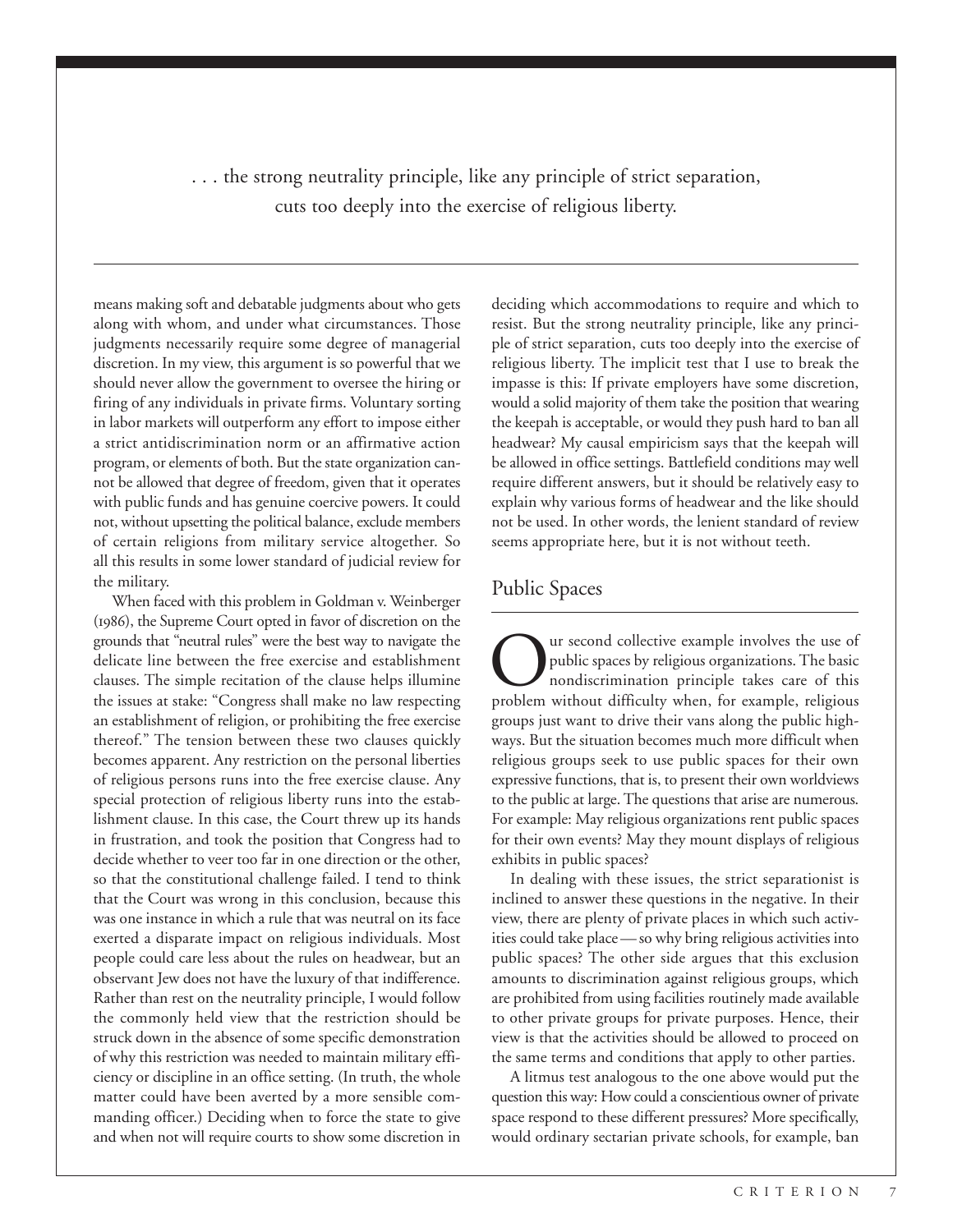> . . . the strong neutrality principle, like any principle of strict separation, cuts too deeply into the exercise of religious liberty.

means making soft and debatable judgments about who gets along with whom, and under what circumstances. Those judgments necessarily require some degree of managerial discretion. In my view, this argument is so powerful that we should never allow the government to oversee the hiring or firing of any individuals in private firms. Voluntary sorting in labor markets will outperform any effort to impose either a strict antidiscrimination norm or an affirmative action program, or elements of both. But the state organization cannot be allowed that degree of freedom, given that it operates with public funds and has genuine coercive powers. It could not, without upsetting the political balance, exclude members of certain religions from military service altogether. So all this results in some lower standard of judicial review for the military.

When faced with this problem in Goldman v. Weinberger (1986), the Supreme Court opted in favor of discretion on the grounds that "neutral rules" were the best way to navigate the delicate line between the free exercise and establishment clauses. The simple recitation of the clause helps illumine the issues at stake: "Congress shall make no law respecting an establishment of religion, or prohibiting the free exercise thereof." The tension between these two clauses quickly becomes apparent. Any restriction on the personal liberties of religious persons runs into the free exercise clause. Any special protection of religious liberty runs into the establishment clause. In this case, the Court threw up its hands in frustration, and took the position that Congress had to decide whether to veer too far in one direction or the other, so that the constitutional challenge failed. I tend to think that the Court was wrong in this conclusion, because this was one instance in which a rule that was neutral on its face exerted a disparate impact on religious individuals. Most people could care less about the rules on headwear, but an observant Jew does not have the luxury of that indifference. Rather than rest on the neutrality principle, I would follow the commonly held view that the restriction should be struck down in the absence of some specific demonstration of why this restriction was needed to maintain military efficiency or discipline in an office setting. (In truth, the whole matter could have been averted by a more sensible commanding officer.) Deciding when to force the state to give and when not will require courts to show some discretion in deciding which accommodations to require and which to resist. But the strong neutrality principle, like any principle of strict separation, cuts too deeply into the exercise of religious liberty. The implicit test that I use to break the impasse is this: If private employers have some discretion, would a solid majority of them take the position that wearing the keepah is acceptable, or would they push hard to ban all headwear? My causal empiricism says that the keepah will be allowed in office settings. Battlefield conditions may well require different answers, but it should be relatively easy to explain why various forms of headwear and the like should not be used. In other words, the lenient standard of review seems appropriate here, but it is not without teeth.

## Public Spaces

Our second collective example involves the use of public spaces by religious organizations. The basic nondiscrimination principle takes care of this problem without difficulty when, for example, religious groups just want to drive their vans along the public highways. But the situation becomes much more difficult when religious groups seek to use public spaces for their own expressive functions, that is, to present their own worldviews to the public at large. The questions that arise are numerous. For example: May religious organizations rent public spaces for their own events? May they mount displays of religious exhibits in public spaces?

In dealing with these issues, the strict separationist is inclined to answer these questions in the negative. In their view, there are plenty of private places in which such activities could take place — so why bring religious activities into public spaces? The other side argues that this exclusion amounts to discrimination against religious groups, which are prohibited from using facilities routinely made available to other private groups for private purposes. Hence, their view is that the activities should be allowed to proceed on the same terms and conditions that apply to other parties.

A litmus test analogous to the one above would put the question this way: How could a conscientious owner of private space respond to these different pressures? More specifically, would ordinary sectarian private schools, for example, ban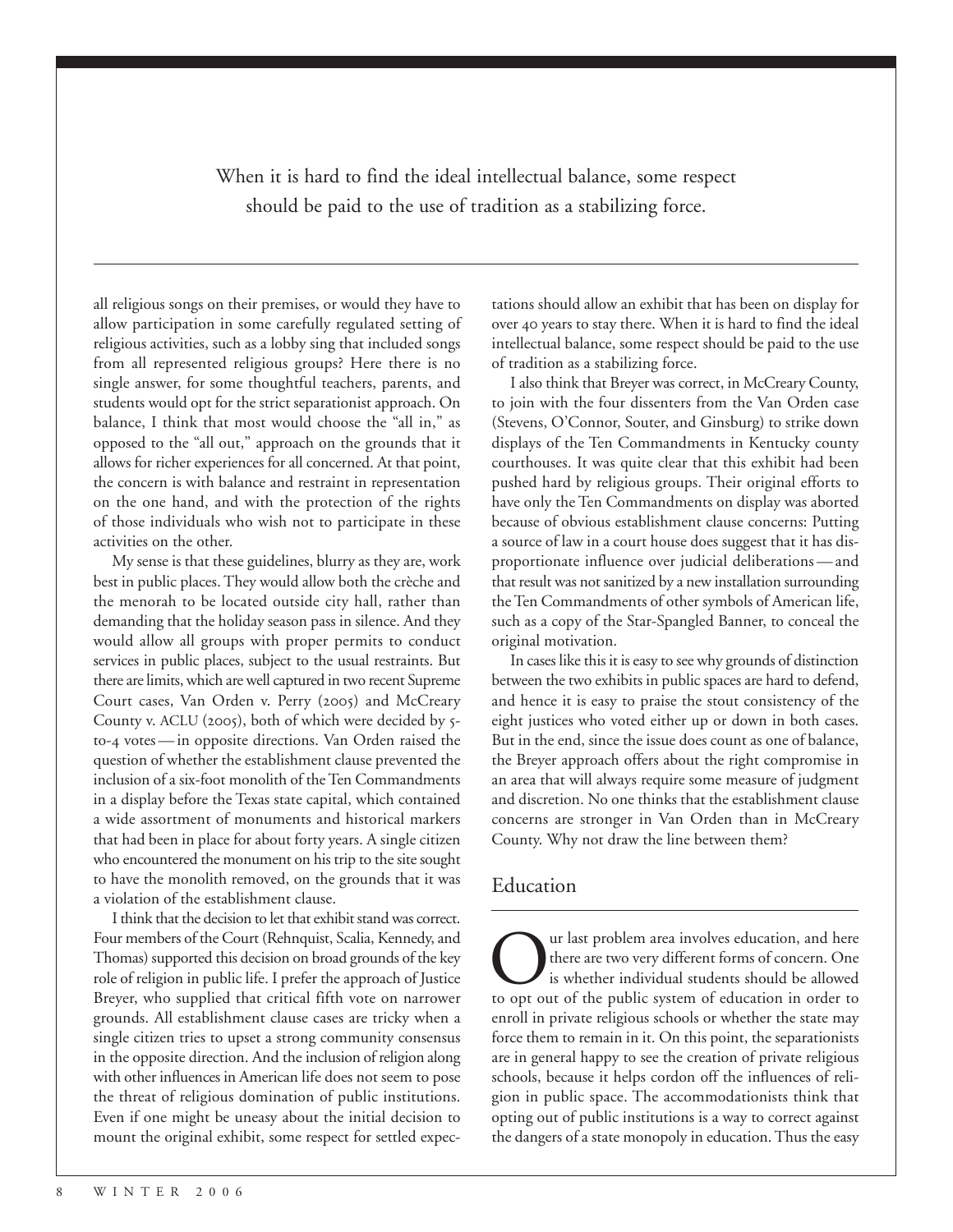When it is hard to find the ideal intellectual balance, some respect should be paid to the use of tradition as a stabilizing force.

all religious songs on their premises, or would they have to allow participation in some carefully regulated setting of religious activities, such as a lobby sing that included songs from all represented religious groups? Here there is no single answer, for some thoughtful teachers, parents, and students would opt for the strict separationist approach. On balance, I think that most would choose the "all in," as opposed to the "all out," approach on the grounds that it allows for richer experiences for all concerned. At that point, the concern is with balance and restraint in representation on the one hand, and with the protection of the rights of those individuals who wish not to participate in these activities on the other.

My sense is that these guidelines, blurry as they are, work best in public places. They would allow both the crèche and the menorah to be located outside city hall, rather than demanding that the holiday season pass in silence. And they would allow all groups with proper permits to conduct services in public places, subject to the usual restraints. But there are limits, which are well captured in two recent Supreme Court cases, Van Orden v. Perry (2005) and McCreary County v. ACLU (2005), both of which were decided by 5-to-4 votes—in opposite directions. Van Orden raised the question of whether the establishment clause prevented the inclusion of a six-foot monolith of the Ten Commandments in a display before the Texas state capital, which contained a wide assortment of monuments and historical markers that had been in place for about forty years. A single citizen who encountered the monument on his trip to the site sought to have the monolith removed, on the grounds that it was a violation of the establishment clause.

I think that the decision to let that exhibit stand was correct. Four members of the Court (Rehnquist, Scalia, Kennedy, and Thomas) supported this decision on broad grounds of the key role of religion in public life. I prefer the approach of Justice Breyer, who supplied that critical fifth vote on narrower grounds. All establishment clause cases are tricky when a single citizen tries to upset a strong community consensus in the opposite direction. And the inclusion of religion along with other influences in American life does not seem to pose the threat of religious domination of public institutions. Even if one might be uneasy about the initial decision to mount the original exhibit, some respect for settled expectations should allow an exhibit that has been on display for over 40 years to stay there. When it is hard to find the ideal intellectual balance, some respect should be paid to the use of tradition as a stabilizing force.

I also think that Breyer was correct, in McCreary County, to join with the four dissenters from the Van Orden case (Stevens, O'Connor, Souter, and Ginsburg) to strike down displays of the Ten Commandments in Kentucky county courthouses. It was quite clear that this exhibit had been pushed hard by religious groups. Their original efforts to have only the Ten Commandments on display was aborted because of obvious establishment clause concerns: Putting a source of law in a court house does suggest that it has disproportionate influence over judicial deliberations—and that result was not sanitized by a new installation surrounding the Ten Commandments of other symbols of American life, such as a copy of the Star-Spangled Banner, to conceal the original motivation.

In cases like this it is easy to see why grounds of distinction between the two exhibits in public spaces are hard to defend, and hence it is easy to praise the stout consistency of the eight justices who voted either up or down in both cases. But in the end, since the issue does count as one of balance, the Breyer approach offers about the right compromise in an area that will always require some measure of judgment and discretion. No one thinks that the establishment clause concerns are stronger in Van Orden than in McCreary County. Why not draw the line between them?

## Education

Our last problem area involves education, and here there are two very different forms of concern. One is whether individual students should be allowed to opt out of the public system of education in order to enroll in private religious schools or whether the state may force them to remain in it. On this point, the separationists are in general happy to see the creation of private religious schools, because it helps cordon off the influences of religion in public space. The accommodationists think that opting out of public institutions is a way to correct against the dangers of a state monopoly in education. Thus the easy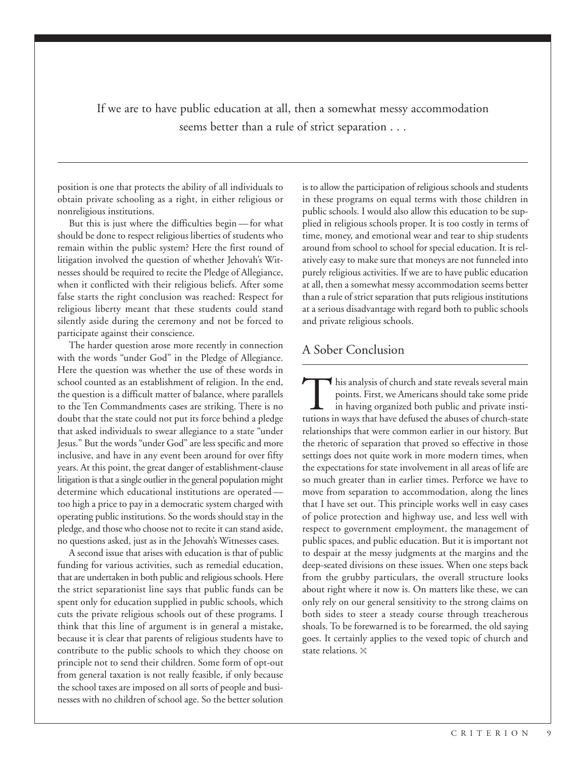> If we are to have public education at all, then a somewhat messy accommodation seems better than a rule of strict separation . . .

position is one that protects the ability of all individuals to obtain private schooling as a right, in either religious or nonreligious institutions.

But this is just where the difficulties begin — for what should be done to respect religious liberties of students who remain within the public system? Here the first round of litigation involved the question of whether Jehovah's Witnesses should be required to recite the Pledge of Allegiance, when it conflicted with their religious beliefs. After some false starts the right conclusion was reached: Respect for religious liberty meant that these students could stand silently aside during the ceremony and not be forced to participate against their conscience.

The harder question arose more recently in connection with the words "under God" in the Pledge of Allegiance. Here the question was whether the use of these words in school counted as an establishment of religion. In the end, the question is a difficult matter of balance, where parallels to the Ten Commandments cases are striking. There is no doubt that the state could not put its force behind a pledge that asked individuals to swear allegiance to a state "under Jesus." But the words "under God" are less specific and more inclusive, and have in any event been around for over fifty years. At this point, the great danger of establishment-clause litigation is that a single outlier in the general population might determine which educational institutions are operated — too high a price to pay in a democratic system charged with operating public institutions. So the words should stay in the pledge, and those who choose not to recite it can stand aside, no questions asked, just as in the Jehovah's Witnesses cases.

A second issue that arises with education is that of public funding for various activities, such as remedial education, that are undertaken in both public and religious schools. Here the strict separationist line says that public funds can be spent only for education supplied in public schools, which cuts the private religious schools out of these programs. I think that this line of argument is in general a mistake, because it is clear that parents of religious students have to contribute to the public schools to which they choose on principle not to send their children. Some form of opt-out from general taxation is not really feasible, if only because the school taxes are imposed on all sorts of people and businesses with no children of school age. So the better solution is to allow the participation of religious schools and students in these programs on equal terms with those children in public schools. I would also allow this education to be supplied in religious schools proper. It is too costly in terms of time, money, and emotional wear and tear to ship students around from school to school for special education. It is relatively easy to make sure that moneys are not funneled into purely religious activities. If we are to have public education at all, then a somewhat messy accommodation seems better than a rule of strict separation that puts religious institutions at a serious disadvantage with regard both to public schools and private religious schools.

## A Sober Conclusion

This analysis of church and state reveals several main points. First, we Americans should take some pride in having organized both public and private institutions in ways that have defused the abuses of church-state relationships that were common earlier in our history. But the rhetoric of separation that proved so effective in those settings does not quite work in more modern times, when the expectations for state involvement in all areas of life are so much greater than in earlier times. Perforce we have to move from separation to accommodation, along the lines that I have set out. This principle works well in easy cases of police protection and highway use, and less well with respect to government employment, the management of public spaces, and public education. But it is important not to despair at the messy judgments at the margins and the deep-seated divisions on these issues. When one steps back from the grubby particulars, the overall structure looks about right where it now is. On matters like these, we can only rely on our general sensitivity to the strong claims on both sides to steer a steady course through treacherous shoals. To be forewarned is to be forearmed, the old saying goes. It certainly applies to the vexed topic of church and state relations.